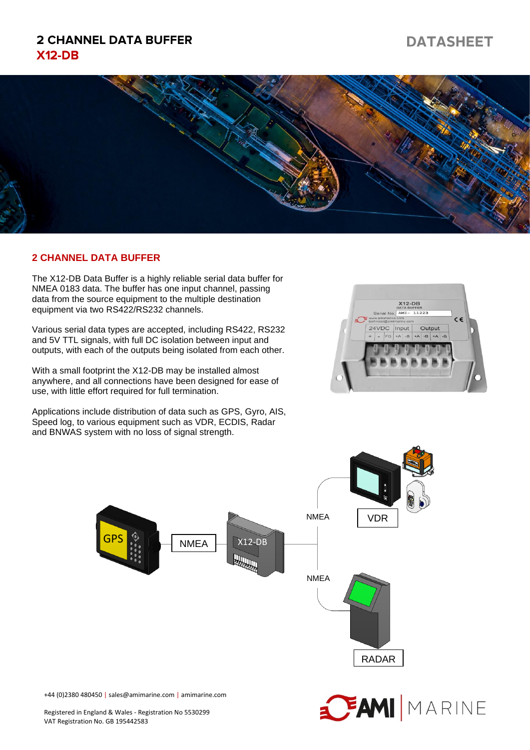# 2 CHANNEL DATA BUFFER
# X12-DB

DATASHEET

## 2 CHANNEL DATA BUFFER

The X12-DB Data Buffer is a highly reliable serial data buffer for NMEA 0183 data. The buffer has one input channel, passing data from the source equipment to the multiple destination equipment via two RS422/RS232 channels.

Various serial data types are accepted, including RS422, RS232 and 5V TTL signals, with full DC isolation between input and outputs, with each of the outputs being isolated from each other.

With a small footprint the X12-DB may be installed almost anywhere, and all connections have been designed for ease of use, with little effort required for full termination.

Applications include distribution of data such as GPS, Gyro, AIS, Speed log, to various equipment such as VDR, ECDIS, Radar and BNWAS system with no loss of signal strength.

+44 (0)2380 480450 | sales@amimarine.com | amimarine.com

Registered in England & Wales - Registration No 5530299
VAT Registration No. GB 195442583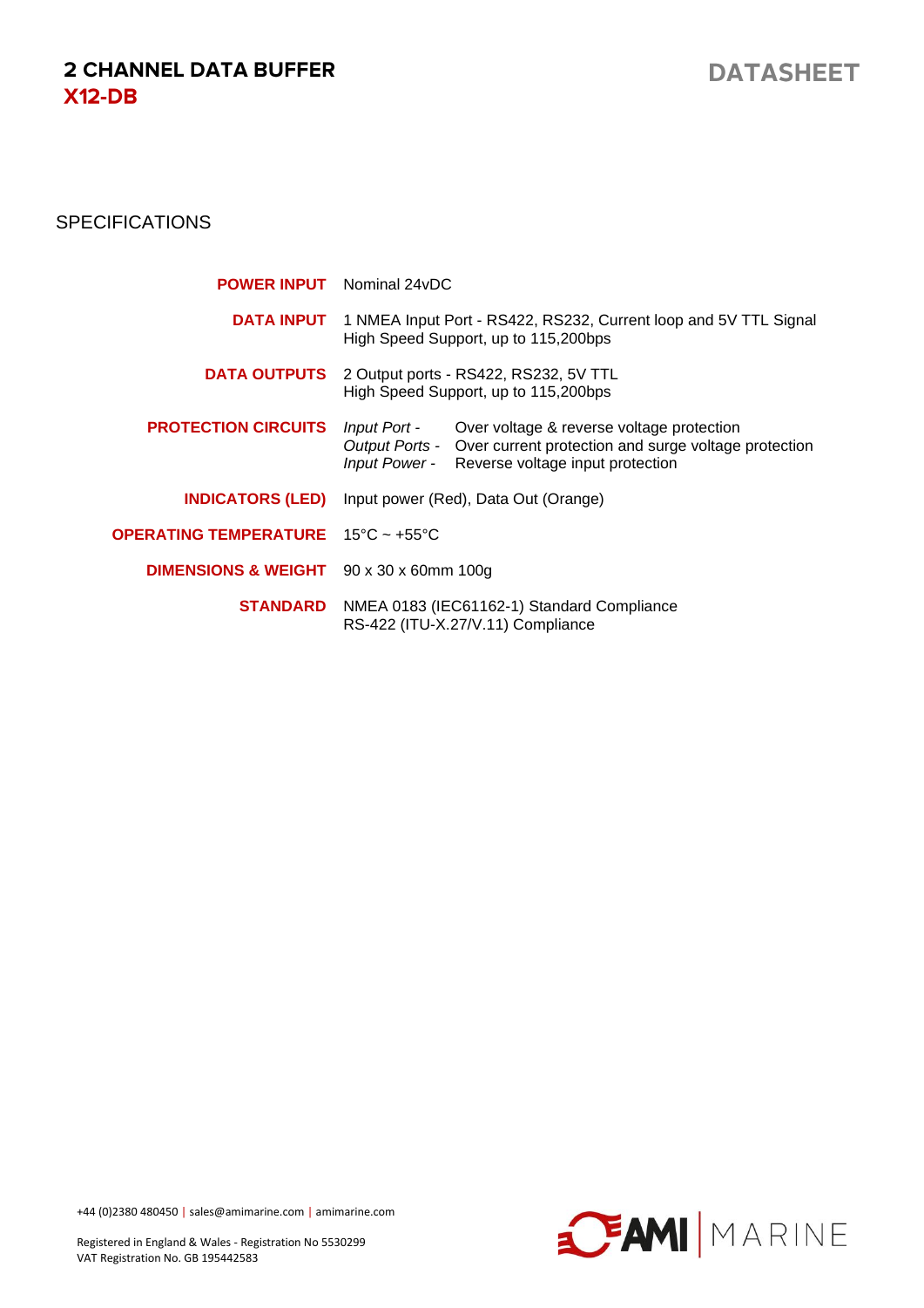# 2 CHANNEL DATA BUFFER
## X12-DB

DATASHEET

## SPECIFICATIONS

| | |
|---|---|
| **POWER INPUT** | Nominal 24vDC |
| **DATA INPUT** | 1 NMEA Input Port - RS422, RS232, Current loop and 5V TTL Signal<br>High Speed Support, up to 115,200bps |
| **DATA OUTPUTS** | 2 Output ports - RS422, RS232, 5V TTL<br>High Speed Support, up to 115,200bps |
| **PROTECTION CIRCUITS** | *Input Port -* Over voltage & reverse voltage protection<br>*Output Ports -* Over current protection and surge voltage protection<br>*Input Power -* Reverse voltage input protection |
| **INDICATORS (LED)** | Input power (Red), Data Out (Orange) |
| **OPERATING TEMPERATURE** | 15°C ~ +55°C |
| **DIMENSIONS & WEIGHT** | 90 x 30 x 60mm 100g |
| **STANDARD** | NMEA 0183 (IEC61162-1) Standard Compliance<br>RS-422 (ITU-X.27/V.11) Compliance |

+44 (0)2380 480450 | sales@amimarine.com | amimarine.com

Registered in England & Wales - Registration No 5530299
VAT Registration No. GB 195442583

AMI | MARINE